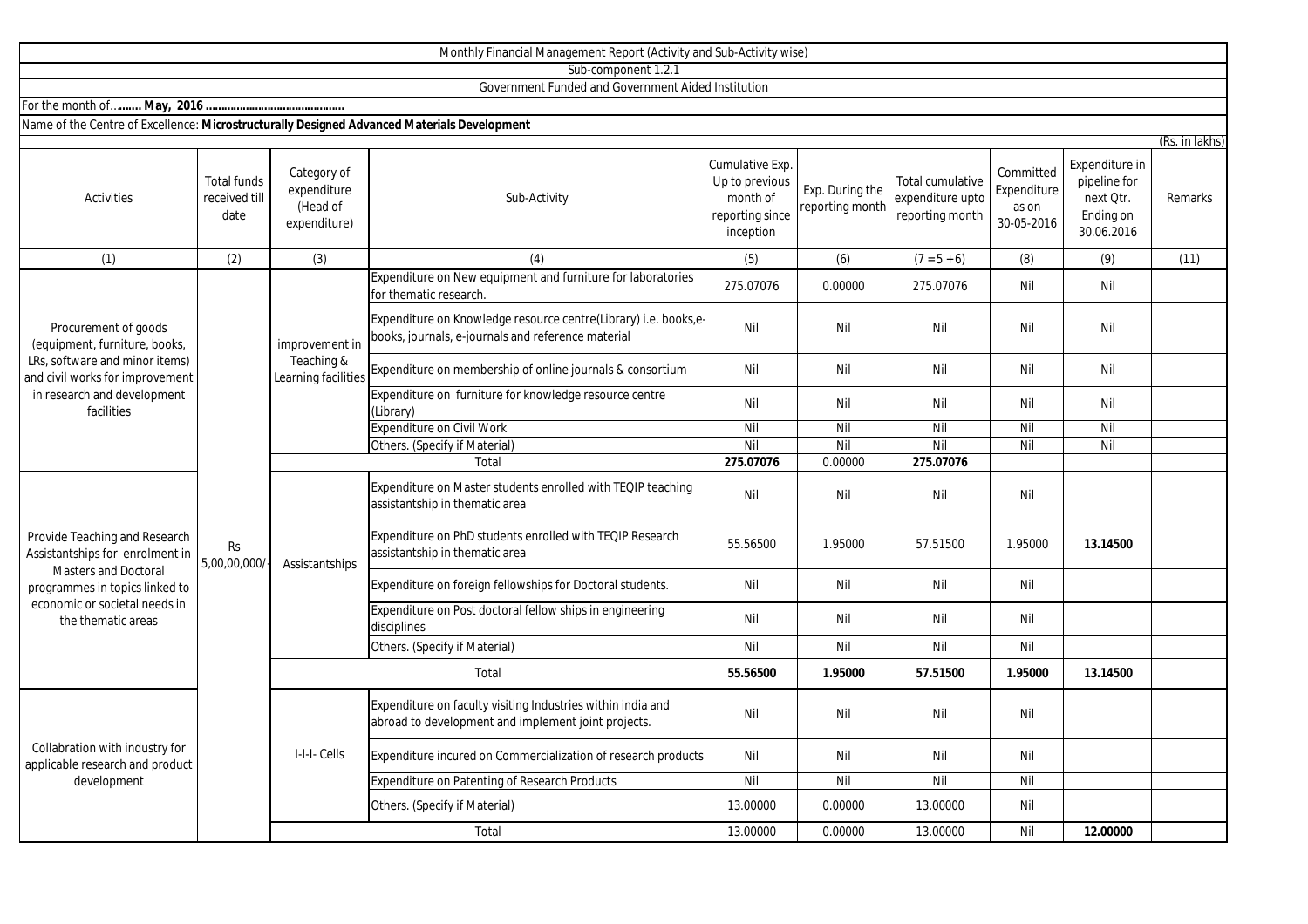Monthly Financial Management Report (Activity and Sub-Activity wise)

Sub-component 1.2.1

Government Funded and Government Aided Institution

For the month of…….. **May, 2016** ……………………………………

Name of the Centre of Excellence: **Microstructurally Designed Advanced Materials Development**

(Rs. in lakhs)

| Activities | Total funds received till date | Category of expenditure (Head of expenditure) | Sub-Activity | Cumulative Exp. Up to previous month of reporting since inception | Exp. During the reporting month | Total cumulative expenditure upto reporting month | Committed Expenditure as on 30-05-2016 | Expenditure in pipeline for next Qtr. Ending on 30.06.2016 | Remarks |
|---|---|---|---|---|---|---|---|---|---|
| (1) | (2) | (3) | (4) | (5) | (6) | (7 = 5 + 6) | (8) | (9) | (11) |
| Procurement of goods (equipment, furniture, books, LRs, software and minor items) and civil works for improvement in research and development facilities | Rs 5,00,00,000/- | improvement in Teaching & Learning facilities | Expenditure on New equipment and furniture for laboratories for thematic research. | 275.07076 | 0.00000 | 275.07076 | Nil | Nil | |
| | | | Expenditure on Knowledge resource centre(Library) i.e. books,e-books, journals, e-journals and reference material | Nil | Nil | Nil | Nil | Nil | |
| | | | Expenditure on membership of online journals & consortium | Nil | Nil | Nil | Nil | Nil | |
| | | | Expenditure on furniture for knowledge resource centre (Library) | Nil | Nil | Nil | Nil | Nil | |
| | | | Expenditure on Civil Work | Nil | Nil | Nil | Nil | Nil | |
| | | | Others. (Specify if Material) | Nil | Nil | Nil | Nil | Nil | |
| | | | Total | **275.07076** | 0.00000 | **275.07076** | | | |
| Provide Teaching and Research Assistantships for enrolment in Masters and Doctoral programmes in topics linked to economic or societal needs in the thematic areas | | Assistantships | Expenditure on Master students enrolled with TEQIP teaching assistantship in thematic area | Nil | Nil | Nil | Nil | | |
| | | | Expenditure on PhD students enrolled with TEQIP Research assistantship in thematic area | 55.56500 | 1.95000 | 57.51500 | 1.95000 | **13.14500** | |
| | | | Expenditure on foreign fellowships for Doctoral students. | Nil | Nil | Nil | Nil | | |
| | | | Expenditure on Post doctoral fellow ships in engineering disciplines | Nil | Nil | Nil | Nil | | |
| | | | Others. (Specify if Material) | Nil | Nil | Nil | Nil | | |
| | | | Total | **55.56500** | **1.95000** | **57.51500** | **1.95000** | **13.14500** | |
| Collabration with industry for applicable research and product development | | I-I-I- Cells | Expenditure on faculty visiting Industries within india and abroad to development and implement joint projects. | Nil | Nil | Nil | Nil | | |
| | | | Expenditure incured on Commercialization of research products | Nil | Nil | Nil | Nil | | |
| | | | Expenditure on Patenting of Research Products | Nil | Nil | Nil | Nil | | |
| | | | Others. (Specify if Material) | 13.00000 | 0.00000 | 13.00000 | Nil | | |
| | | | Total | 13.00000 | 0.00000 | 13.00000 | Nil | **12.00000** | |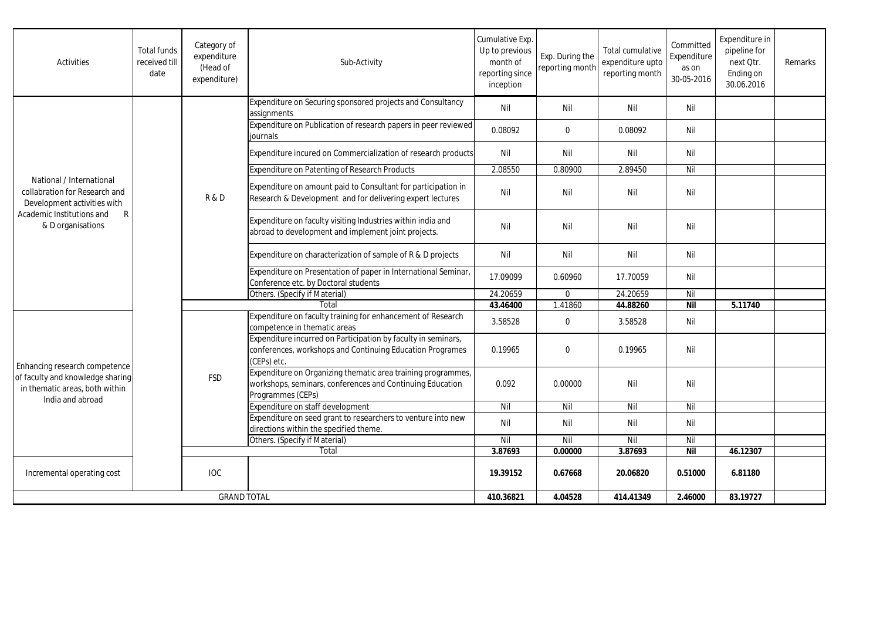| Activities | Total funds received till date | Category of expenditure (Head of expenditure) | Sub-Activity | Cumulative Exp. Up to previous month of reporting since inception | Exp. During the reporting month | Total cumulative expenditure upto reporting month | Committed Expenditure as on 30-05-2016 | Expenditure in pipeline for next Qtr. Ending on 30.06.2016 | Remarks |
|---|---|---|---|---|---|---|---|---|---|
| National / International collabration for Research and Development activities with Academic Institutions and R & D organisations | | R & D | Expenditure on Securing sponsored projects and Consultancy assignments | Nil | Nil | Nil | Nil | | |
| | | | Expenditure on Publication of research papers in peer reviewed journals | 0.08092 | 0 | 0.08092 | Nil | | |
| | | | Expenditure incured on Commercialization of research products | Nil | Nil | Nil | Nil | | |
| | | | Expenditure on Patenting of Research Products | 2.08550 | 0.80900 | 2.89450 | Nil | | |
| | | | Expenditure on amount paid to Consultant for participation in Research & Development and for delivering expert lectures | Nil | Nil | Nil | Nil | | |
| | | | Expenditure on faculty visiting Industries within india and abroad to development and implement joint projects. | Nil | Nil | Nil | Nil | | |
| | | | Expenditure on characterization of sample of R & D projects | Nil | Nil | Nil | Nil | | |
| | | | Expenditure on Presentation of paper in International Seminar, Conference etc. by Doctoral students | 17.09099 | 0.60960 | 17.70059 | Nil | | |
| | | | Others. (Specify if Material) | 24.20659 | 0 | 24.20659 | Nil | | |
| | | | Total | **43.46400** | 1.41860 | **44.88260** | **Nil** | **5.11740** | |
| Enhancing research competence of faculty and knowledge sharing in thematic areas, both within India and abroad | | FSD | Expenditure on faculty training for enhancement of Research competence in thematic areas | 3.58528 | 0 | 3.58528 | Nil | | |
| | | | Expenditure incurred on Participation by faculty in seminars, conferences, workshops and Continuing Education Programes (CEPs) etc. | 0.19965 | 0 | 0.19965 | Nil | | |
| | | | Expenditure on Organizing thematic area training programmes, workshops, seminars, conferences and Continuing Education Programmes (CEPs) | 0.092 | 0.00000 | Nil | Nil | | |
| | | | Expenditure on staff development | Nil | Nil | Nil | Nil | | |
| | | | Expenditure on seed grant to researchers to venture into new directions within the specified theme. | Nil | Nil | Nil | Nil | | |
| | | | Others. (Specify if Material) | Nil | Nil | Nil | Nil | | |
| | | | Total | **3.87693** | **0.00000** | **3.87693** | **Nil** | **46.12307** | |
| Incremental operating cost | | IOC | | **19.39152** | **0.67668** | **20.06820** | **0.51000** | **6.81180** | |
| GRAND TOTAL | | | | **410.36821** | **4.04528** | **414.41349** | **2.46000** | **83.19727** | |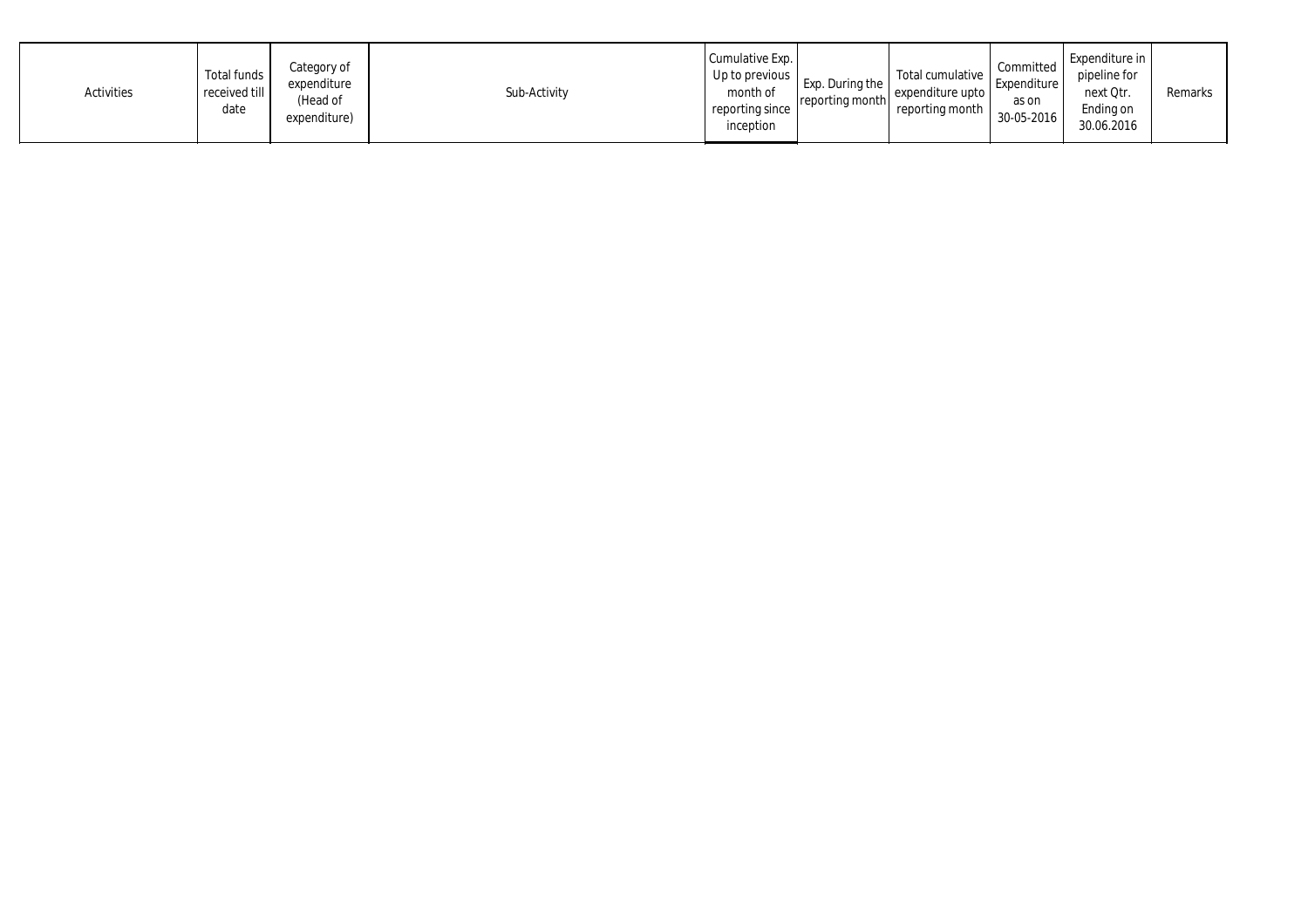| Activities | Total funds received till date | Category of expenditure (Head of expenditure) | Sub-Activity | Cumulative Exp. Up to previous month of reporting since inception | Exp. During the reporting month | Total cumulative expenditure upto reporting month | Committed Expenditure as on 30-05-2016 | Expenditure in pipeline for next Qtr. Ending on 30.06.2016 | Remarks |
|---|---|---|---|---|---|---|---|---|---|